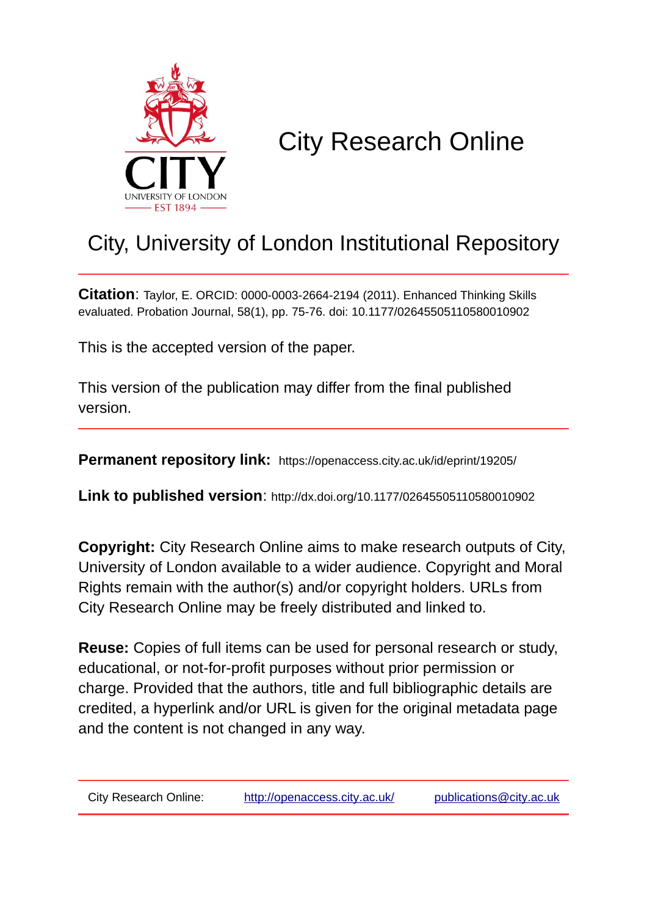# City Research Online

## City, University of London Institutional Repository

**Citation**: Taylor, E. ORCID: 0000-0003-2664-2194 (2011). Enhanced Thinking Skills evaluated. Probation Journal, 58(1), pp. 75-76. doi: 10.1177/02645505110580010902

This is the accepted version of the paper.

This version of the publication may differ from the final published version.

---

**Permanent repository link:** https://openaccess.city.ac.uk/id/eprint/19205/

**Link to published version**: http://dx.doi.org/10.1177/02645505110580010902

**Copyright:** City Research Online aims to make research outputs of City, University of London available to a wider audience. Copyright and Moral Rights remain with the author(s) and/or copyright holders. URLs from City Research Online may be freely distributed and linked to.

**Reuse:** Copies of full items can be used for personal research or study, educational, or not-for-profit purposes without prior permission or charge. Provided that the authors, title and full bibliographic details are credited, a hyperlink and/or URL is given for the original metadata page and the content is not changed in any way.

---

City Research Online: http://openaccess.city.ac.uk/ publications@city.ac.uk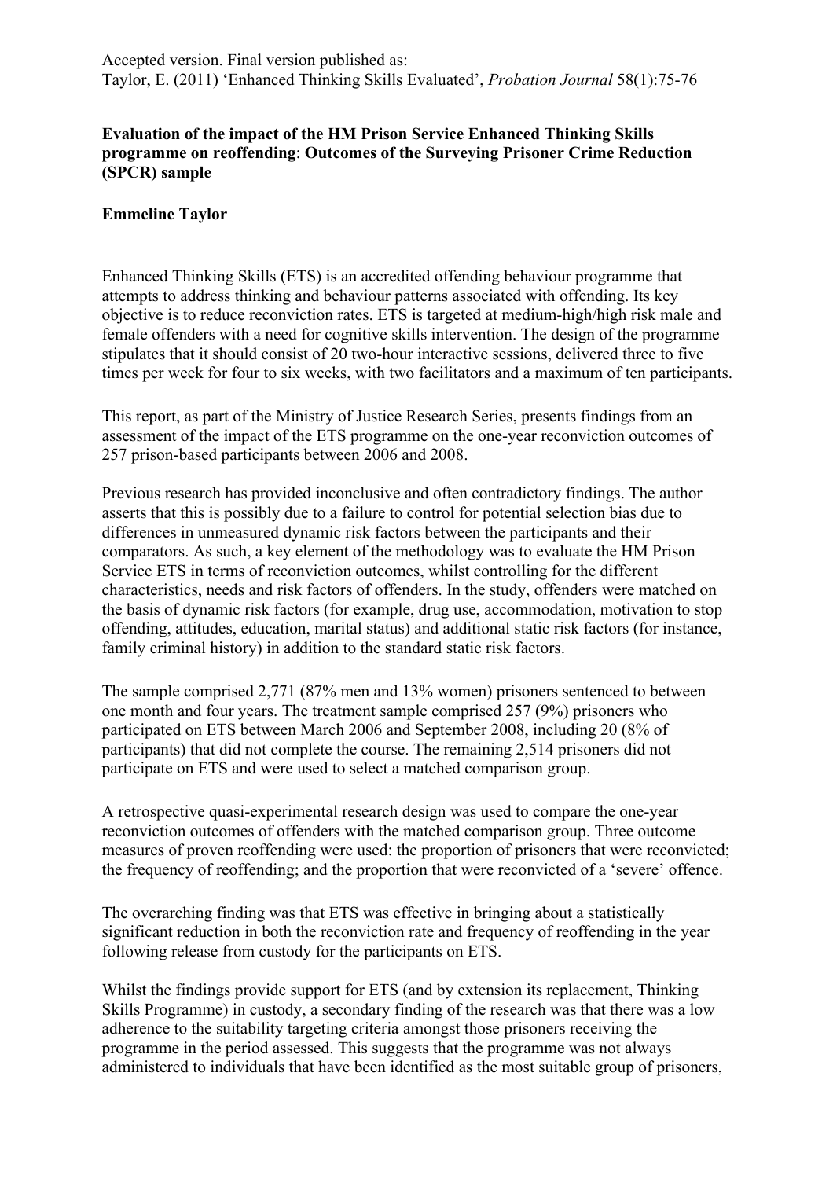Accepted version. Final version published as:
Taylor, E. (2011) 'Enhanced Thinking Skills Evaluated', *Probation Journal* 58(1):75-76

**Evaluation of the impact of the HM Prison Service Enhanced Thinking Skills programme on reoffending**: **Outcomes of the Surveying Prisoner Crime Reduction (SPCR) sample**

**Emmeline Taylor**

Enhanced Thinking Skills (ETS) is an accredited offending behaviour programme that attempts to address thinking and behaviour patterns associated with offending. Its key objective is to reduce reconviction rates. ETS is targeted at medium-high/high risk male and female offenders with a need for cognitive skills intervention. The design of the programme stipulates that it should consist of 20 two-hour interactive sessions, delivered three to five times per week for four to six weeks, with two facilitators and a maximum of ten participants.

This report, as part of the Ministry of Justice Research Series, presents findings from an assessment of the impact of the ETS programme on the one-year reconviction outcomes of 257 prison-based participants between 2006 and 2008.

Previous research has provided inconclusive and often contradictory findings. The author asserts that this is possibly due to a failure to control for potential selection bias due to differences in unmeasured dynamic risk factors between the participants and their comparators. As such, a key element of the methodology was to evaluate the HM Prison Service ETS in terms of reconviction outcomes, whilst controlling for the different characteristics, needs and risk factors of offenders. In the study, offenders were matched on the basis of dynamic risk factors (for example, drug use, accommodation, motivation to stop offending, attitudes, education, marital status) and additional static risk factors (for instance, family criminal history) in addition to the standard static risk factors.

The sample comprised 2,771 (87% men and 13% women) prisoners sentenced to between one month and four years. The treatment sample comprised 257 (9%) prisoners who participated on ETS between March 2006 and September 2008, including 20 (8% of participants) that did not complete the course. The remaining 2,514 prisoners did not participate on ETS and were used to select a matched comparison group.

A retrospective quasi-experimental research design was used to compare the one-year reconviction outcomes of offenders with the matched comparison group. Three outcome measures of proven reoffending were used: the proportion of prisoners that were reconvicted; the frequency of reoffending; and the proportion that were reconvicted of a 'severe' offence.

The overarching finding was that ETS was effective in bringing about a statistically significant reduction in both the reconviction rate and frequency of reoffending in the year following release from custody for the participants on ETS.

Whilst the findings provide support for ETS (and by extension its replacement, Thinking Skills Programme) in custody, a secondary finding of the research was that there was a low adherence to the suitability targeting criteria amongst those prisoners receiving the programme in the period assessed. This suggests that the programme was not always administered to individuals that have been identified as the most suitable group of prisoners,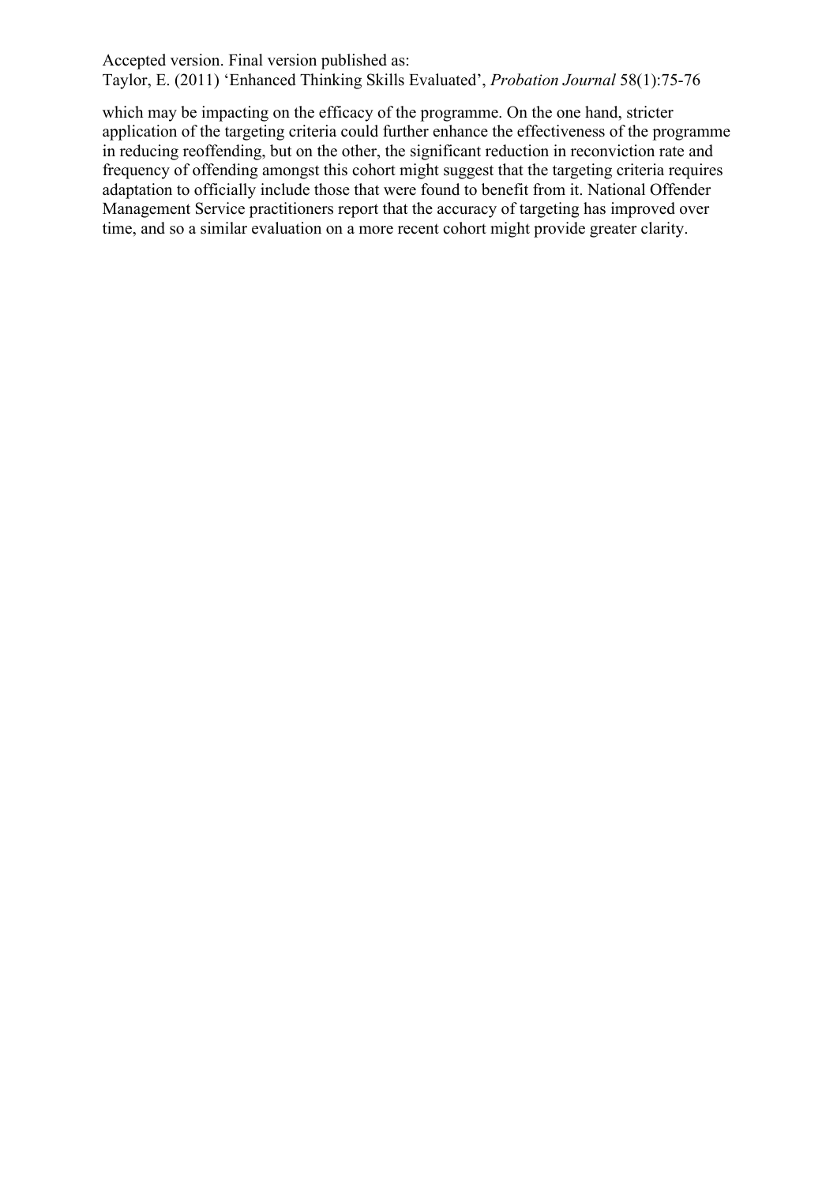which may be impacting on the efficacy of the programme. On the one hand, stricter application of the targeting criteria could further enhance the effectiveness of the programme in reducing reoffending, but on the other, the significant reduction in reconviction rate and frequency of offending amongst this cohort might suggest that the targeting criteria requires adaptation to officially include those that were found to benefit from it. National Offender Management Service practitioners report that the accuracy of targeting has improved over time, and so a similar evaluation on a more recent cohort might provide greater clarity.